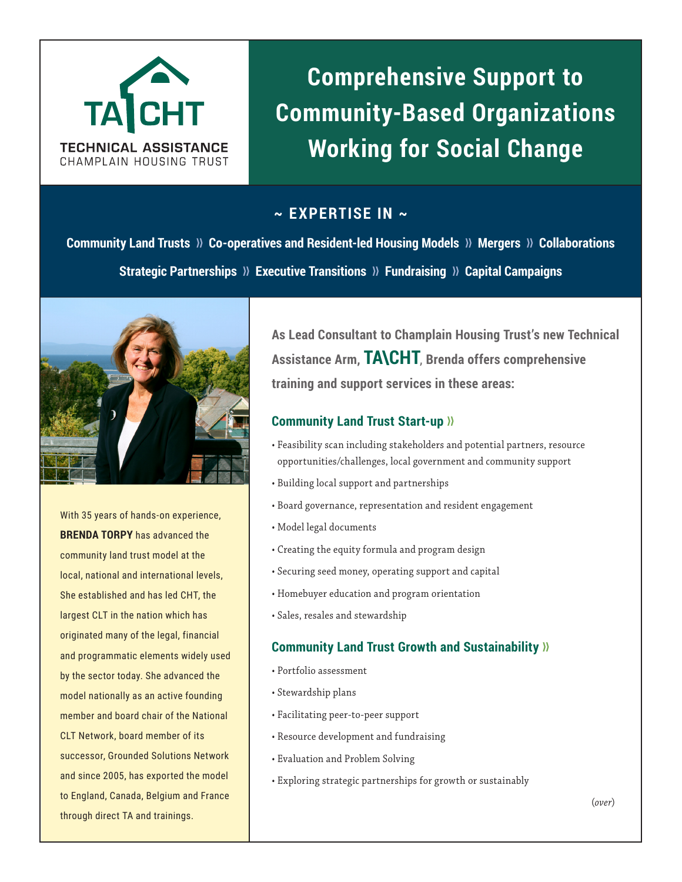TA\CHT

TECHNICAL ASSISTANCE
CHAMPLAIN HOUSING TRUST

# Comprehensive Support to Community-Based Organizations Working for Social Change

## ~ EXPERTISE IN ~

**Community Land Trusts ›› Co-operatives and Resident-led Housing Models ›› Mergers ›› Collaborations ›› Strategic Partnerships ›› Executive Transitions ›› Fundraising ›› Capital Campaigns**

With 35 years of hands-on experience, **BRENDA TORPY** has advanced the community land trust model at the local, national and international levels, She established and has led CHT, the largest CLT in the nation which has originated many of the legal, financial and programmatic elements widely used by the sector today. She advanced the model nationally as an active founding member and board chair of the National CLT Network, board member of its successor, Grounded Solutions Network and since 2005, has exported the model to England, Canada, Belgium and France through direct TA and trainings.

**As Lead Consultant to Champlain Housing Trust's new Technical Assistance Arm, TA\CHT, Brenda offers comprehensive training and support services in these areas:**

### Community Land Trust Start-up ››

- Feasibility scan including stakeholders and potential partners, resource opportunities/challenges, local government and community support
- Building local support and partnerships
- Board governance, representation and resident engagement
- Model legal documents
- Creating the equity formula and program design
- Securing seed money, operating support and capital
- Homebuyer education and program orientation
- Sales, resales and stewardship

### Community Land Trust Growth and Sustainability ››

- Portfolio assessment
- Stewardship plans
- Facilitating peer-to-peer support
- Resource development and fundraising
- Evaluation and Problem Solving
- Exploring strategic partnerships for growth or sustainably

*(over)*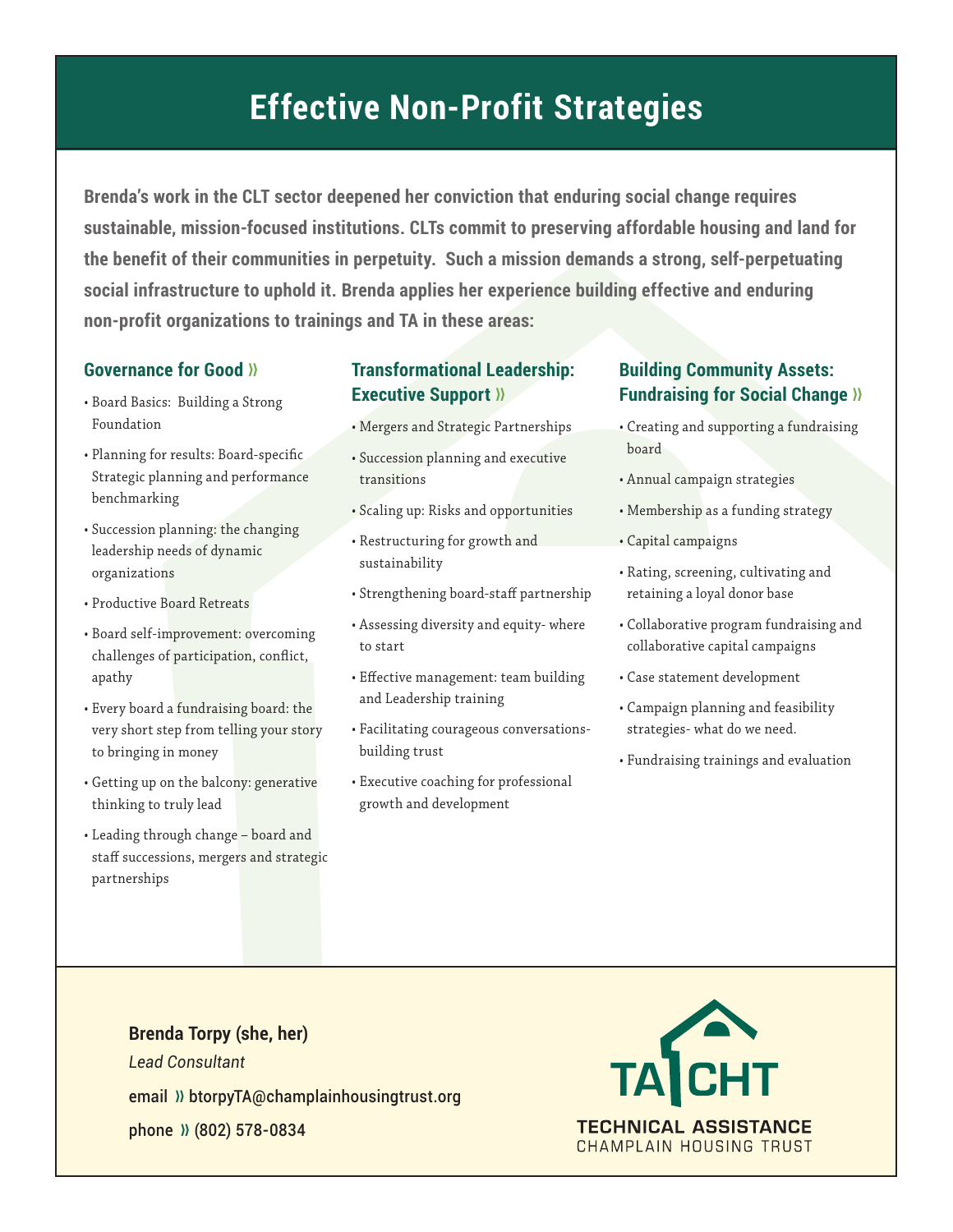# Effective Non-Profit Strategies

**Brenda's work in the CLT sector deepened her conviction that enduring social change requires sustainable, mission-focused institutions. CLTs commit to preserving affordable housing and land for the benefit of their communities in perpetuity. Such a mission demands a strong, self-perpetuating social infrastructure to uphold it. Brenda applies her experience building effective and enduring non-profit organizations to trainings and TA in these areas:**

## Governance for Good »

- Board Basics: Building a Strong Foundation
- Planning for results: Board-specific Strategic planning and performance benchmarking
- Succession planning: the changing leadership needs of dynamic organizations
- Productive Board Retreats
- Board self-improvement: overcoming challenges of participation, conflict, apathy
- Every board a fundraising board: the very short step from telling your story to bringing in money
- Getting up on the balcony: generative thinking to truly lead
- Leading through change – board and staff successions, mergers and strategic partnerships

## Transformational Leadership: Executive Support »

- Mergers and Strategic Partnerships
- Succession planning and executive transitions
- Scaling up: Risks and opportunities
- Restructuring for growth and sustainability
- Strengthening board-staff partnership
- Assessing diversity and equity- where to start
- Effective management: team building and Leadership training
- Facilitating courageous conversations- building trust
- Executive coaching for professional growth and development

## Building Community Assets: Fundraising for Social Change »

- Creating and supporting a fundraising board
- Annual campaign strategies
- Membership as a funding strategy
- Capital campaigns
- Rating, screening, cultivating and retaining a loyal donor base
- Collaborative program fundraising and collaborative capital campaigns
- Case statement development
- Campaign planning and feasibility strategies- what do we need.
- Fundraising trainings and evaluation

**Brenda Torpy (she, her)**

*Lead Consultant*

email » btorpyTA@champlainhousingtrust.org

phone » (802) 578-0834

TA CHT
TECHNICAL ASSISTANCE
CHAMPLAIN HOUSING TRUST